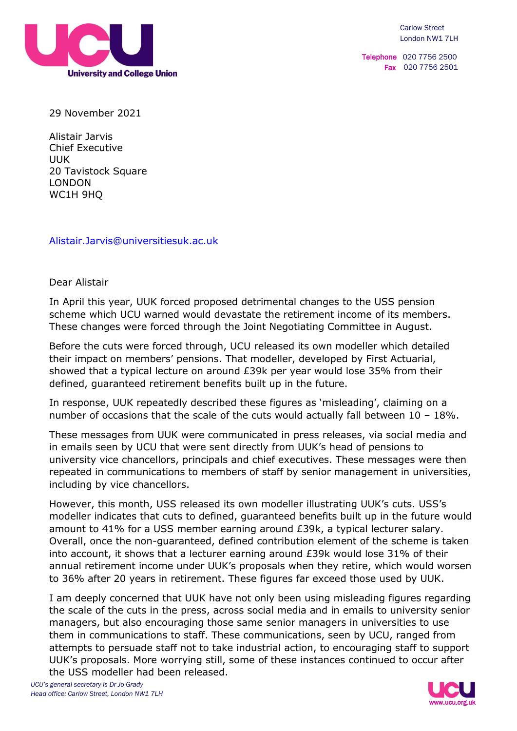**University and College Union**

Carlow Street
London NW1 7LH

Telephone 020 7756 2500
Fax 020 7756 2501

29 November 2021

Alistair Jarvis
Chief Executive
UUK
20 Tavistock Square
LONDON
WC1H 9HQ

Alistair.Jarvis@universitiesuk.ac.uk

Dear Alistair

In April this year, UUK forced proposed detrimental changes to the USS pension scheme which UCU warned would devastate the retirement income of its members. These changes were forced through the Joint Negotiating Committee in August.

Before the cuts were forced through, UCU released its own modeller which detailed their impact on members' pensions. That modeller, developed by First Actuarial, showed that a typical lecture on around £39k per year would lose 35% from their defined, guaranteed retirement benefits built up in the future.

In response, UUK repeatedly described these figures as 'misleading', claiming on a number of occasions that the scale of the cuts would actually fall between 10 – 18%.

These messages from UUK were communicated in press releases, via social media and in emails seen by UCU that were sent directly from UUK's head of pensions to university vice chancellors, principals and chief executives. These messages were then repeated in communications to members of staff by senior management in universities, including by vice chancellors.

However, this month, USS released its own modeller illustrating UUK's cuts. USS's modeller indicates that cuts to defined, guaranteed benefits built up in the future would amount to 41% for a USS member earning around £39k, a typical lecturer salary. Overall, once the non-guaranteed, defined contribution element of the scheme is taken into account, it shows that a lecturer earning around £39k would lose 31% of their annual retirement income under UUK's proposals when they retire, which would worsen to 36% after 20 years in retirement. These figures far exceed those used by UUK.

I am deeply concerned that UUK have not only been using misleading figures regarding the scale of the cuts in the press, across social media and in emails to university senior managers, but also encouraging those same senior managers in universities to use them in communications to staff. These communications, seen by UCU, ranged from attempts to persuade staff not to take industrial action, to encouraging staff to support UUK's proposals. More worrying still, some of these instances continued to occur after the USS modeller had been released.

*UCU's general secretary is Dr Jo Grady*
*Head office: Carlow Street, London NW1 7LH*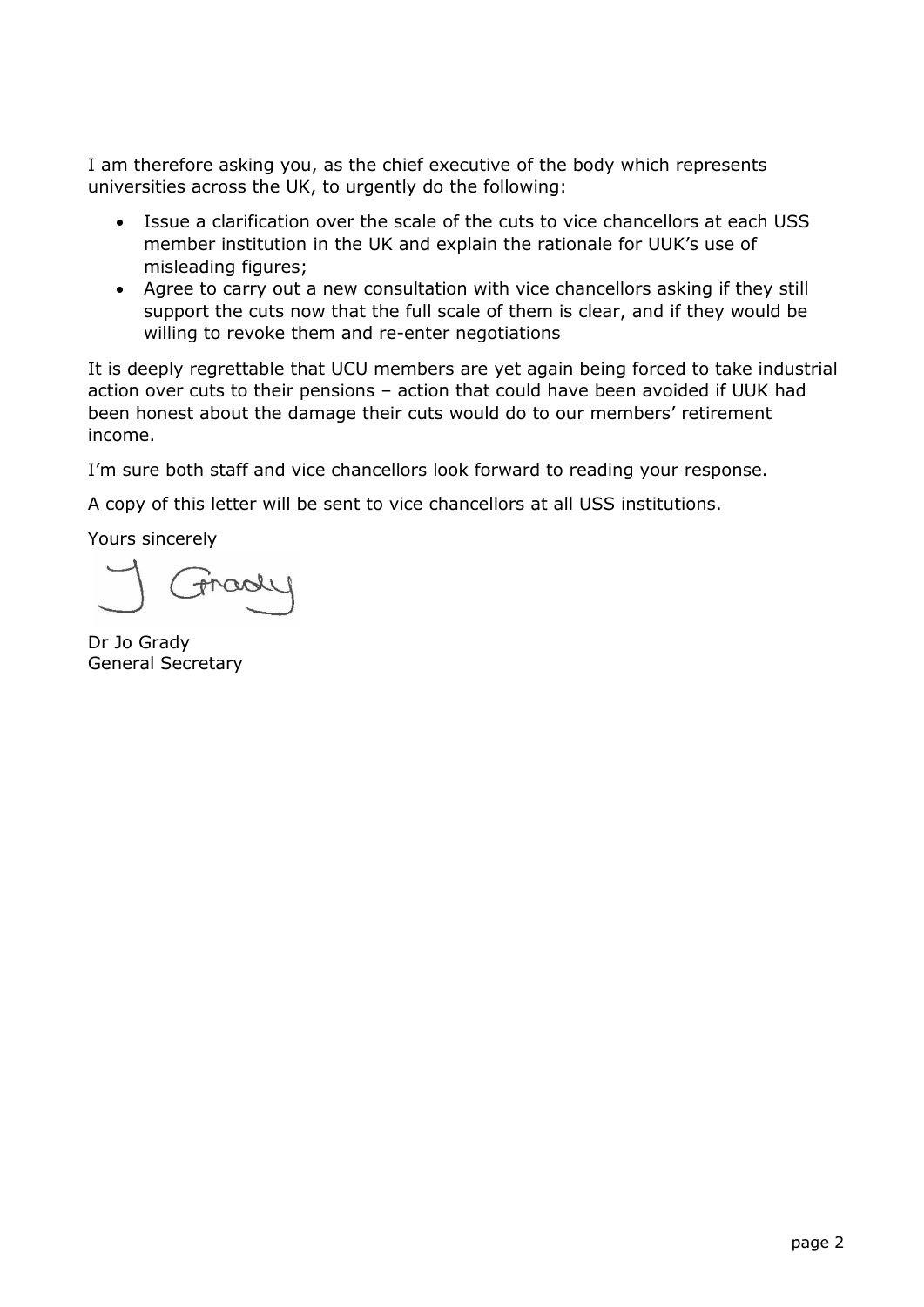I am therefore asking you, as the chief executive of the body which represents universities across the UK, to urgently do the following:

- Issue a clarification over the scale of the cuts to vice chancellors at each USS member institution in the UK and explain the rationale for UUK's use of misleading figures;
- Agree to carry out a new consultation with vice chancellors asking if they still support the cuts now that the full scale of them is clear, and if they would be willing to revoke them and re-enter negotiations

It is deeply regrettable that UCU members are yet again being forced to take industrial action over cuts to their pensions – action that could have been avoided if UUK had been honest about the damage their cuts would do to our members' retirement income.

I'm sure both staff and vice chancellors look forward to reading your response.

A copy of this letter will be sent to vice chancellors at all USS institutions.

Yours sincerely

J Grady

Dr Jo Grady
General Secretary